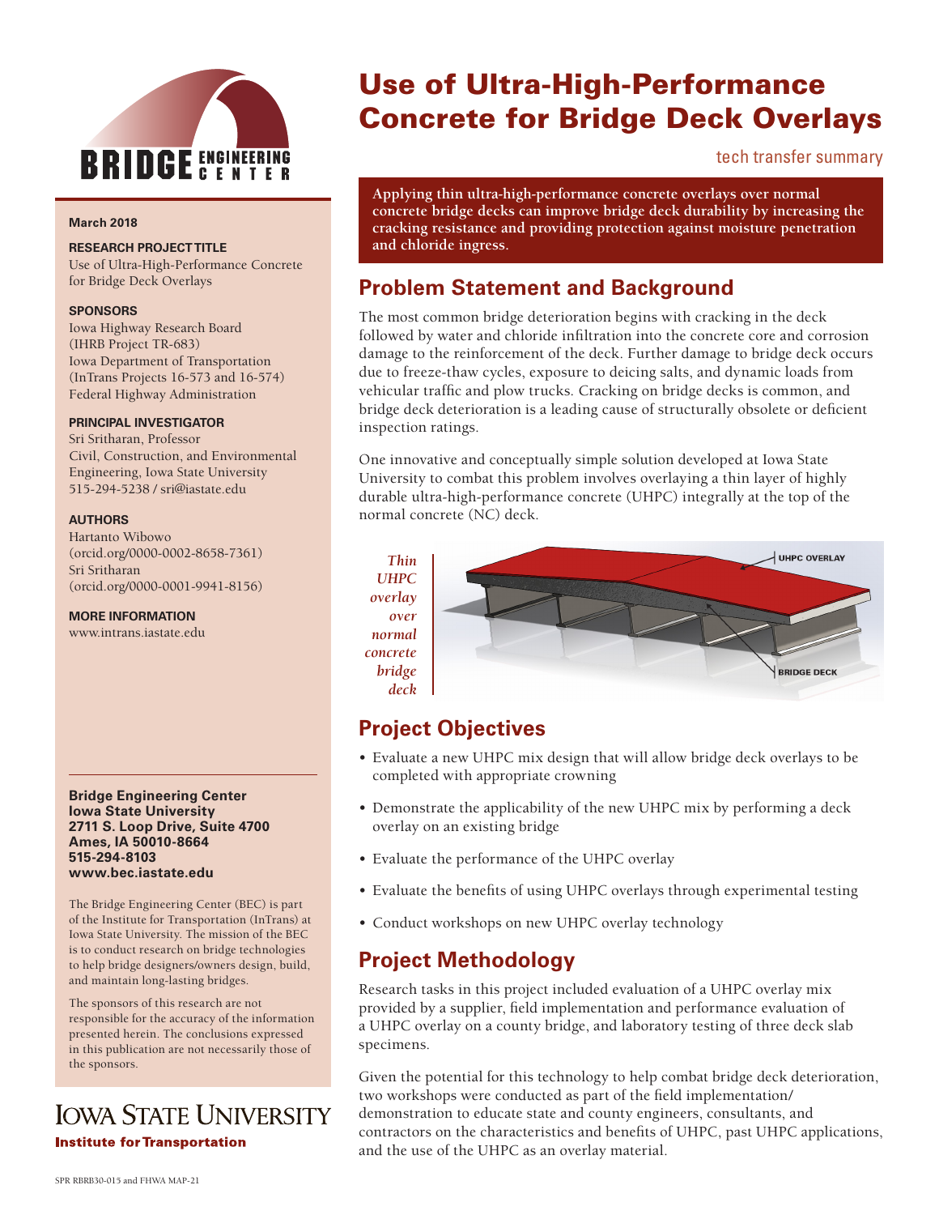# Use of Ultra-High-Performance Concrete for Bridge Deck Overlays

tech transfer summary

**Applying thin ultra-high-performance concrete overlays over normal concrete bridge decks can improve bridge deck durability by increasing the cracking resistance and providing protection against moisture penetration and chloride ingress.**

**March 2018**

**RESEARCH PROJECT TITLE**

Use of Ultra-High-Performance Concrete for Bridge Deck Overlays

**SPONSORS**

Iowa Highway Research Board (IHRB Project TR-683)
Iowa Department of Transportation (InTrans Projects 16-573 and 16-574)
Federal Highway Administration

**PRINCIPAL INVESTIGATOR**

Sri Sritharan, Professor
Civil, Construction, and Environmental Engineering, Iowa State University
515-294-5238 / sri@iastate.edu

**AUTHORS**

Hartanto Wibowo (orcid.org/0000-0002-8658-7361)
Sri Sritharan (orcid.org/0000-0001-9941-8156)

**MORE INFORMATION**

www.intrans.iastate.edu

**Bridge Engineering Center**
**Iowa State University**
**2711 S. Loop Drive, Suite 4700**
**Ames, IA 50010-8664**
**515-294-8103**
**www.bec.iastate.edu**

The Bridge Engineering Center (BEC) is part of the Institute for Transportation (InTrans) at Iowa State University. The mission of the BEC is to conduct research on bridge technologies to help bridge designers/owners design, build, and maintain long-lasting bridges.

The sponsors of this research are not responsible for the accuracy of the information presented herein. The conclusions expressed in this publication are not necessarily those of the sponsors.

## Problem Statement and Background

The most common bridge deterioration begins with cracking in the deck followed by water and chloride infiltration into the concrete core and corrosion damage to the reinforcement of the deck. Further damage to bridge deck occurs due to freeze-thaw cycles, exposure to deicing salts, and dynamic loads from vehicular traffic and plow trucks. Cracking on bridge decks is common, and bridge deck deterioration is a leading cause of structurally obsolete or deficient inspection ratings.

One innovative and conceptually simple solution developed at Iowa State University to combat this problem involves overlaying a thin layer of highly durable ultra-high-performance concrete (UHPC) integrally at the top of the normal concrete (NC) deck.

UHPC OVERLAY

BRIDGE DECK

*Thin UHPC overlay over normal concrete bridge deck*

## Project Objectives

- Evaluate a new UHPC mix design that will allow bridge deck overlays to be completed with appropriate crowning
- Demonstrate the applicability of the new UHPC mix by performing a deck overlay on an existing bridge
- Evaluate the performance of the UHPC overlay
- Evaluate the benefits of using UHPC overlays through experimental testing
- Conduct workshops on new UHPC overlay technology

## Project Methodology

Research tasks in this project included evaluation of a UHPC overlay mix provided by a supplier, field implementation and performance evaluation of a UHPC overlay on a county bridge, and laboratory testing of three deck slab specimens.

Given the potential for this technology to help combat bridge deck deterioration, two workshops were conducted as part of the field implementation/demonstration to educate state and county engineers, consultants, and contractors on the characteristics and benefits of UHPC, past UHPC applications, and the use of the UHPC as an overlay material.

SPR RBRB30-015 and FHWA MAP-21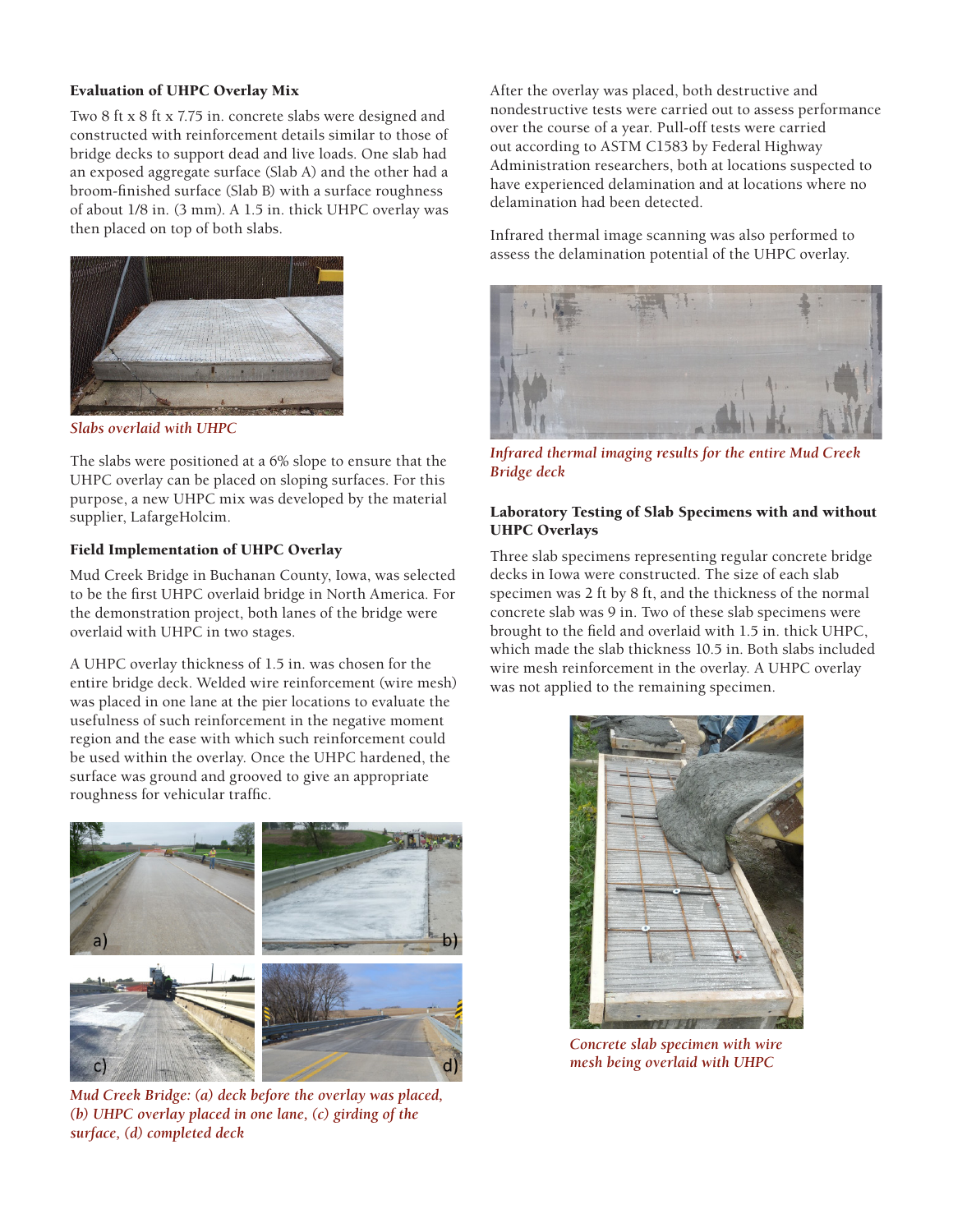### Evaluation of UHPC Overlay Mix

Two 8 ft x 8 ft x 7.75 in. concrete slabs were designed and constructed with reinforcement details similar to those of bridge decks to support dead and live loads. One slab had an exposed aggregate surface (Slab A) and the other had a broom-finished surface (Slab B) with a surface roughness of about 1/8 in. (3 mm). A 1.5 in. thick UHPC overlay was then placed on top of both slabs.

*Slabs overlaid with UHPC*

The slabs were positioned at a 6% slope to ensure that the UHPC overlay can be placed on sloping surfaces. For this purpose, a new UHPC mix was developed by the material supplier, LafargeHolcim.

### Field Implementation of UHPC Overlay

Mud Creek Bridge in Buchanan County, Iowa, was selected to be the first UHPC overlaid bridge in North America. For the demonstration project, both lanes of the bridge were overlaid with UHPC in two stages.

A UHPC overlay thickness of 1.5 in. was chosen for the entire bridge deck. Welded wire reinforcement (wire mesh) was placed in one lane at the pier locations to evaluate the usefulness of such reinforcement in the negative moment region and the ease with which such reinforcement could be used within the overlay. Once the UHPC hardened, the surface was ground and grooved to give an appropriate roughness for vehicular traffic.

*Mud Creek Bridge: (a) deck before the overlay was placed, (b) UHPC overlay placed in one lane, (c) girding of the surface, (d) completed deck*

After the overlay was placed, both destructive and nondestructive tests were carried out to assess performance over the course of a year. Pull-off tests were carried out according to ASTM C1583 by Federal Highway Administration researchers, both at locations suspected to have experienced delamination and at locations where no delamination had been detected.

Infrared thermal image scanning was also performed to assess the delamination potential of the UHPC overlay.

*Infrared thermal imaging results for the entire Mud Creek Bridge deck*

### Laboratory Testing of Slab Specimens with and without UHPC Overlays

Three slab specimens representing regular concrete bridge decks in Iowa were constructed. The size of each slab specimen was 2 ft by 8 ft, and the thickness of the normal concrete slab was 9 in. Two of these slab specimens were brought to the field and overlaid with 1.5 in. thick UHPC, which made the slab thickness 10.5 in. Both slabs included wire mesh reinforcement in the overlay. A UHPC overlay was not applied to the remaining specimen.

*Concrete slab specimen with wire mesh being overlaid with UHPC*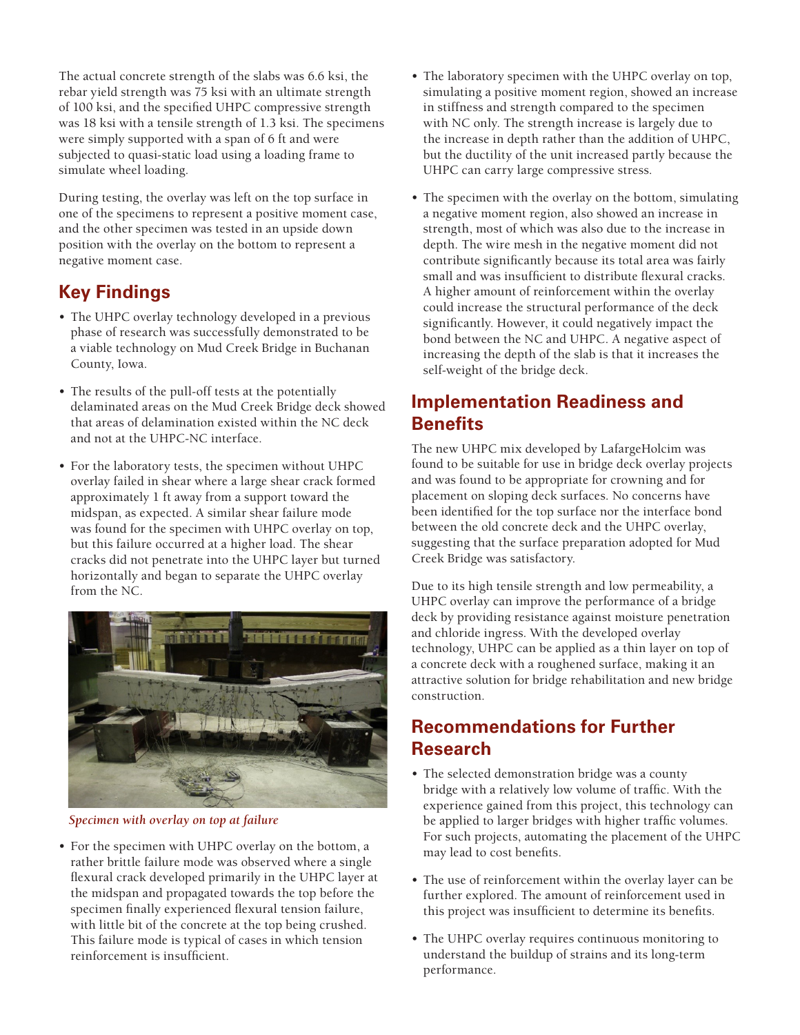The actual concrete strength of the slabs was 6.6 ksi, the rebar yield strength was 75 ksi with an ultimate strength of 100 ksi, and the specified UHPC compressive strength was 18 ksi with a tensile strength of 1.3 ksi. The specimens were simply supported with a span of 6 ft and were subjected to quasi-static load using a loading frame to simulate wheel loading.

During testing, the overlay was left on the top surface in one of the specimens to represent a positive moment case, and the other specimen was tested in an upside down position with the overlay on the bottom to represent a negative moment case.

## Key Findings

- The UHPC overlay technology developed in a previous phase of research was successfully demonstrated to be a viable technology on Mud Creek Bridge in Buchanan County, Iowa.
- The results of the pull-off tests at the potentially delaminated areas on the Mud Creek Bridge deck showed that areas of delamination existed within the NC deck and not at the UHPC-NC interface.
- For the laboratory tests, the specimen without UHPC overlay failed in shear where a large shear crack formed approximately 1 ft away from a support toward the midspan, as expected. A similar shear failure mode was found for the specimen with UHPC overlay on top, but this failure occurred at a higher load. The shear cracks did not penetrate into the UHPC layer but turned horizontally and began to separate the UHPC overlay from the NC.

*Specimen with overlay on top at failure*

- For the specimen with UHPC overlay on the bottom, a rather brittle failure mode was observed where a single flexural crack developed primarily in the UHPC layer at the midspan and propagated towards the top before the specimen finally experienced flexural tension failure, with little bit of the concrete at the top being crushed. This failure mode is typical of cases in which tension reinforcement is insufficient.
- The laboratory specimen with the UHPC overlay on top, simulating a positive moment region, showed an increase in stiffness and strength compared to the specimen with NC only. The strength increase is largely due to the increase in depth rather than the addition of UHPC, but the ductility of the unit increased partly because the UHPC can carry large compressive stress.
- The specimen with the overlay on the bottom, simulating a negative moment region, also showed an increase in strength, most of which was also due to the increase in depth. The wire mesh in the negative moment did not contribute significantly because its total area was fairly small and was insufficient to distribute flexural cracks. A higher amount of reinforcement within the overlay could increase the structural performance of the deck significantly. However, it could negatively impact the bond between the NC and UHPC. A negative aspect of increasing the depth of the slab is that it increases the self-weight of the bridge deck.

## Implementation Readiness and Benefits

The new UHPC mix developed by LafargeHolcim was found to be suitable for use in bridge deck overlay projects and was found to be appropriate for crowning and for placement on sloping deck surfaces. No concerns have been identified for the top surface nor the interface bond between the old concrete deck and the UHPC overlay, suggesting that the surface preparation adopted for Mud Creek Bridge was satisfactory.

Due to its high tensile strength and low permeability, a UHPC overlay can improve the performance of a bridge deck by providing resistance against moisture penetration and chloride ingress. With the developed overlay technology, UHPC can be applied as a thin layer on top of a concrete deck with a roughened surface, making it an attractive solution for bridge rehabilitation and new bridge construction.

## Recommendations for Further Research

- The selected demonstration bridge was a county bridge with a relatively low volume of traffic. With the experience gained from this project, this technology can be applied to larger bridges with higher traffic volumes. For such projects, automating the placement of the UHPC may lead to cost benefits.
- The use of reinforcement within the overlay layer can be further explored. The amount of reinforcement used in this project was insufficient to determine its benefits.
- The UHPC overlay requires continuous monitoring to understand the buildup of strains and its long-term performance.